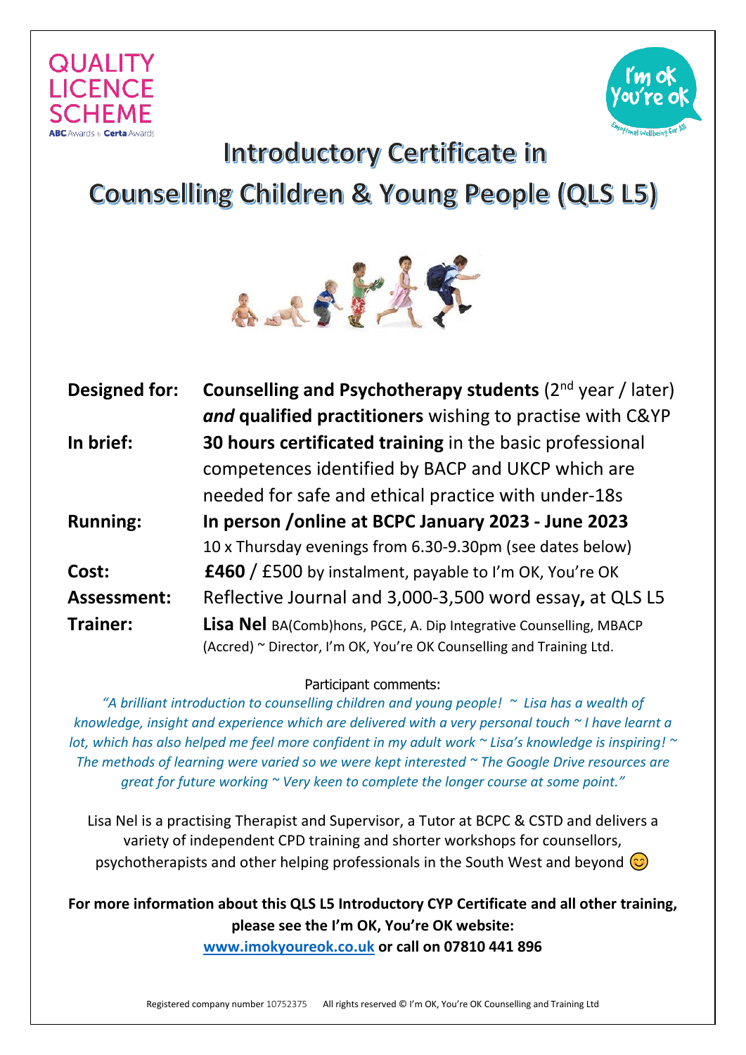QUALITY LICENCE SCHEME

ABC Awards & Certa Awards

I'm ok You're ok — Emotional Wellbeing For All

# Introductory Certificate in Counselling Children & Young People (QLS L5)

| | |
|---|---|
| **Designed for:** | **Counselling and Psychotherapy students** (2nd year / later) ***and* qualified practitioners** wishing to practise with C&YP |
| **In brief:** | **30 hours certificated training** in the basic professional competences identified by BACP and UKCP which are needed for safe and ethical practice with under-18s |
| **Running:** | **In person /online at BCPC January 2023 - June 2023** 10 x Thursday evenings from 6.30-9.30pm (see dates below) |
| **Cost:** | **£460** / £500 by instalment, payable to I'm OK, You're OK |
| **Assessment:** | Reflective Journal and 3,000-3,500 word essay**,** at QLS L5 |
| **Trainer:** | **Lisa Nel** BA(Comb)hons, PGCE, A. Dip Integrative Counselling, MBACP (Accred) ~ Director, I'm OK, You're OK Counselling and Training Ltd. |

Participant comments:

*"A brilliant introduction to counselling children and young people! ~ Lisa has a wealth of knowledge, insight and experience which are delivered with a very personal touch ~ I have learnt a lot, which has also helped me feel more confident in my adult work ~ Lisa's knowledge is inspiring! ~ The methods of learning were varied so we were kept interested ~ The Google Drive resources are great for future working ~ Very keen to complete the longer course at some point."*

Lisa Nel is a practising Therapist and Supervisor, a Tutor at BCPC & CSTD and delivers a variety of independent CPD training and shorter workshops for counsellors, psychotherapists and other helping professionals in the South West and beyond 😊

**For more information about this QLS L5 Introductory CYP Certificate and all other training, please see the I'm OK, You're OK website:**
**[www.imokyoureok.co.uk](http://www.imokyoureok.co.uk) or call on 07810 441 896**

Registered company number 10752375 All rights reserved © I'm OK, You're OK Counselling and Training Ltd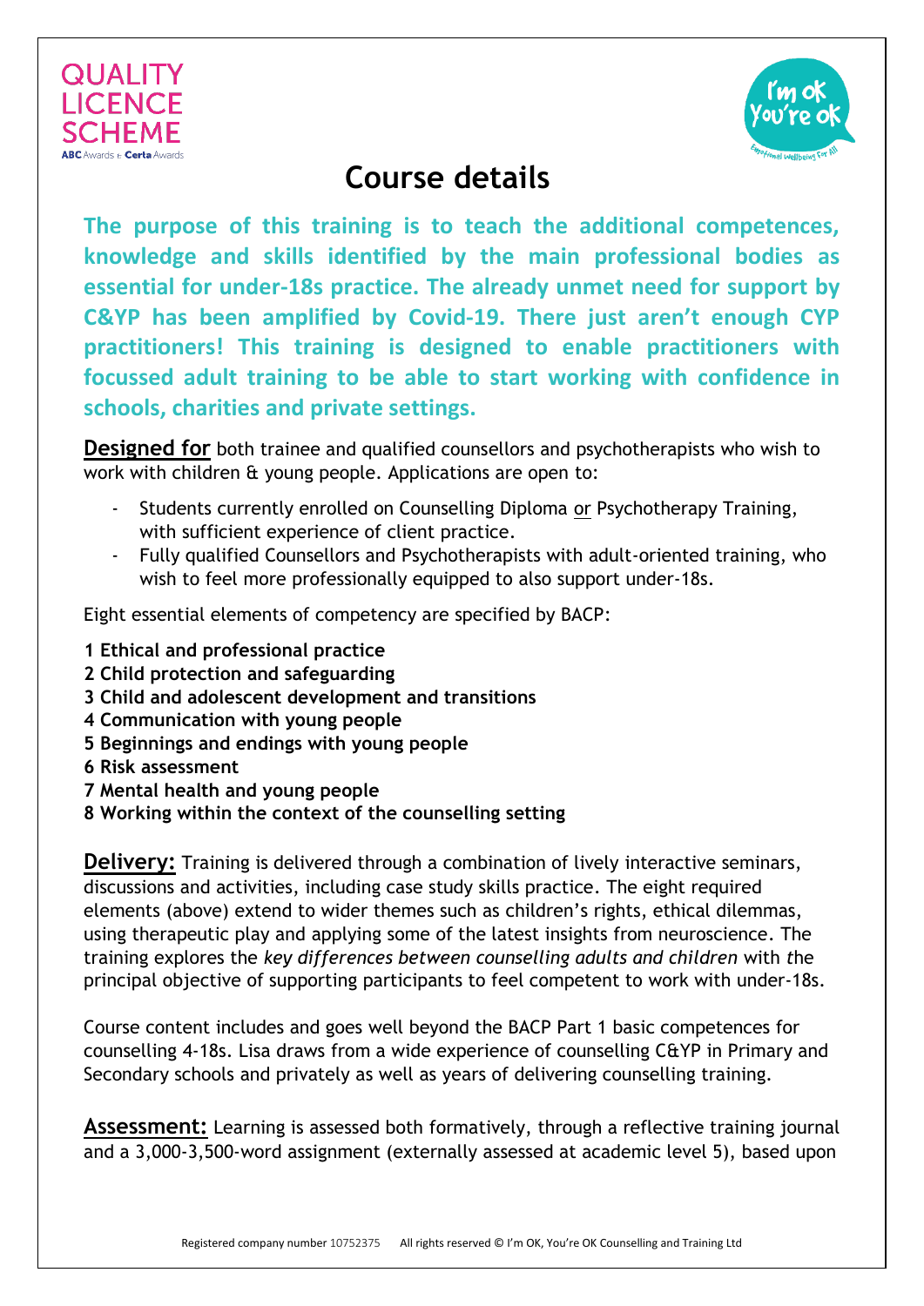# Course details

**The purpose of this training is to teach the additional competences, knowledge and skills identified by the main professional bodies as essential for under-18s practice. The already unmet need for support by C&YP has been amplified by Covid-19. There just aren't enough CYP practitioners! This training is designed to enable practitioners with focussed adult training to be able to start working with confidence in schools, charities and private settings.**

**Designed for** both trainee and qualified counsellors and psychotherapists who wish to work with children & young people. Applications are open to:

- Students currently enrolled on Counselling Diploma or Psychotherapy Training, with sufficient experience of client practice.
- Fully qualified Counsellors and Psychotherapists with adult-oriented training, who wish to feel more professionally equipped to also support under-18s.

Eight essential elements of competency are specified by BACP:

**1 Ethical and professional practice**
**2 Child protection and safeguarding**
**3 Child and adolescent development and transitions**
**4 Communication with young people**
**5 Beginnings and endings with young people**
**6 Risk assessment**
**7 Mental health and young people**
**8 Working within the context of the counselling setting**

**Delivery:** Training is delivered through a combination of lively interactive seminars, discussions and activities, including case study skills practice. The eight required elements (above) extend to wider themes such as children's rights, ethical dilemmas, using therapeutic play and applying some of the latest insights from neuroscience. The training explores the *key differences between counselling adults and children* with the principal objective of supporting participants to feel competent to work with under-18s.

Course content includes and goes well beyond the BACP Part 1 basic competences for counselling 4-18s. Lisa draws from a wide experience of counselling C&YP in Primary and Secondary schools and privately as well as years of delivering counselling training.

**Assessment:** Learning is assessed both formatively, through a reflective training journal and a 3,000-3,500-word assignment (externally assessed at academic level 5), based upon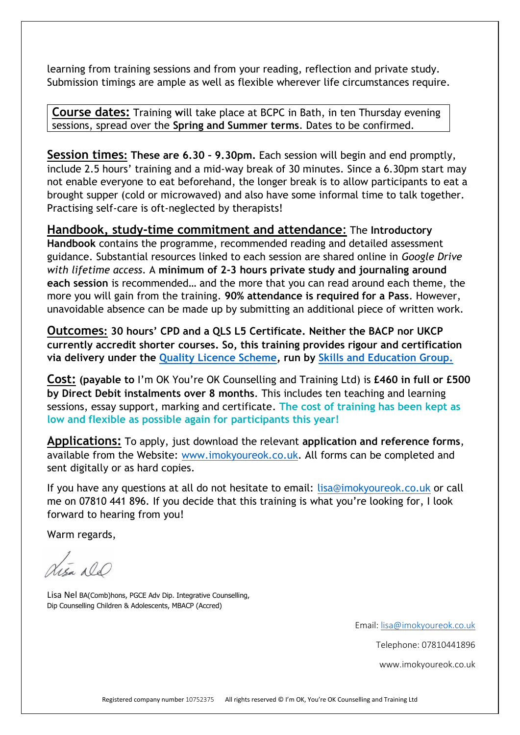learning from training sessions and from your reading, reflection and private study. Submission timings are ample as well as flexible wherever life circumstances require.

**Course dates:** Training will take place at BCPC in Bath, in ten Thursday evening sessions, spread over the **Spring and Summer terms**. Dates to be confirmed.

**Session times:** **These are 6.30 – 9.30pm.** Each session will begin and end promptly, include 2.5 hours' training and a mid-way break of 30 minutes. Since a 6.30pm start may not enable everyone to eat beforehand, the longer break is to allow participants to eat a brought supper (cold or microwaved) and also have some informal time to talk together. Practising self-care is oft-neglected by therapists!

**Handbook, study-time commitment and attendance:** The **Introductory Handbook** contains the programme, recommended reading and detailed assessment guidance. Substantial resources linked to each session are shared online in *Google Drive with lifetime access*. A **minimum of 2-3 hours private study and journaling around each session** is recommended… and the more that you can read around each theme, the more you will gain from the training. **90% attendance is required for a Pass**. However, unavoidable absence can be made up by submitting an additional piece of written work.

**Outcomes:** **30 hours' CPD and a QLS L5 Certificate. Neither the BACP nor UKCP currently accredit shorter courses. So, this training provides rigour and certification via delivery under the Quality Licence Scheme, run by Skills and Education Group.**

**Cost:** **(payable to** I'm OK You're OK Counselling and Training Ltd) is **£460 in full or £500 by Direct Debit instalments over 8 months**. This includes ten teaching and learning sessions, essay support, marking and certificate. **The cost of training has been kept as low and flexible as possible again for participants this year!**

**Applications:** To apply, just download the relevant **application and reference forms**, available from the Website: www.imokyoureok.co.uk. All forms can be completed and sent digitally or as hard copies.

If you have any questions at all do not hesitate to email: lisa@imokyoureok.co.uk or call me on 07810 441 896. If you decide that this training is what you're looking for, I look forward to hearing from you!

Warm regards,

Lisa Nel

Lisa Nel BA(Comb)hons, PGCE Adv Dip. Integrative Counselling, Dip Counselling Children & Adolescents, MBACP (Accred)

Email: lisa@imokyoureok.co.uk

Telephone: 07810441896

www.imokyoureok.co.uk

Registered company number 10752375 All rights reserved © I'm OK, You're OK Counselling and Training Ltd